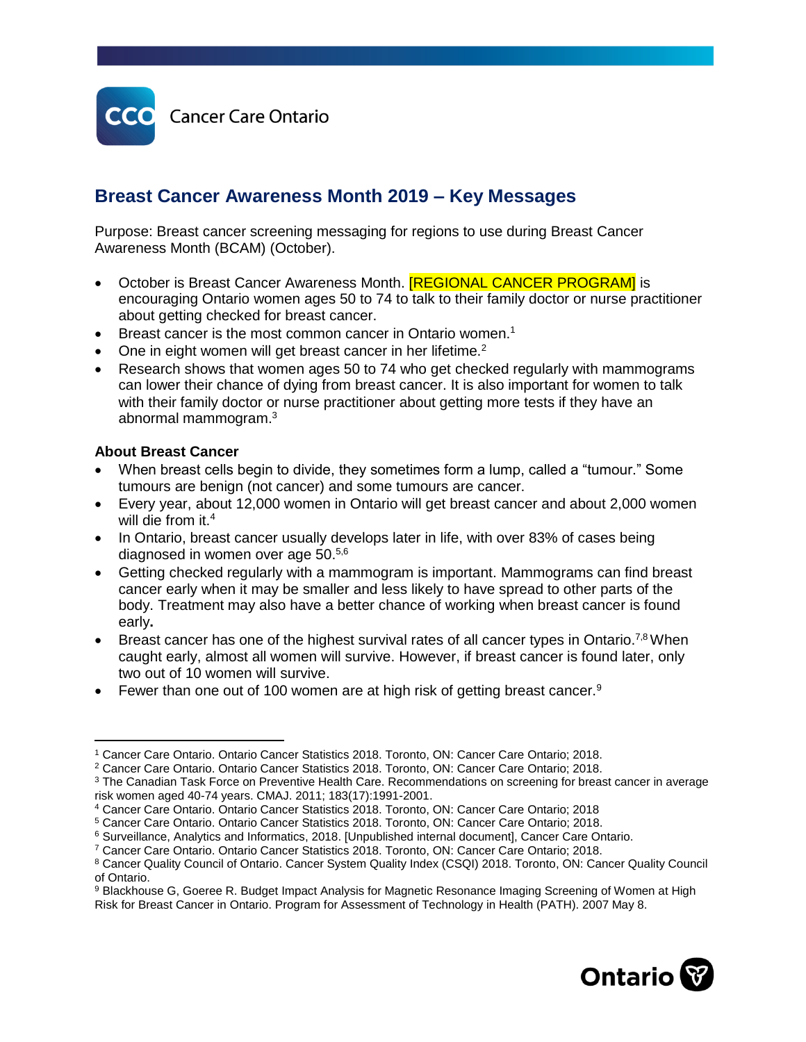Cancer Care Ontario

# Breast Cancer Awareness Month 2019 – Key Messages

Purpose: Breast cancer screening messaging for regions to use during Breast Cancer Awareness Month (BCAM) (October).

- October is Breast Cancer Awareness Month. [REGIONAL CANCER PROGRAM] is encouraging Ontario women ages 50 to 74 to talk to their family doctor or nurse practitioner about getting checked for breast cancer.
- Breast cancer is the most common cancer in Ontario women.[1]
- One in eight women will get breast cancer in her lifetime.[2]
- Research shows that women ages 50 to 74 who get checked regularly with mammograms can lower their chance of dying from breast cancer. It is also important for women to talk with their family doctor or nurse practitioner about getting more tests if they have an abnormal mammogram.[3]

**About Breast Cancer**

- When breast cells begin to divide, they sometimes form a lump, called a "tumour." Some tumours are benign (not cancer) and some tumours are cancer.
- Every year, about 12,000 women in Ontario will get breast cancer and about 2,000 women will die from it.[4]
- In Ontario, breast cancer usually develops later in life, with over 83% of cases being diagnosed in women over age 50.[5,6]
- Getting checked regularly with a mammogram is important. Mammograms can find breast cancer early when it may be smaller and less likely to have spread to other parts of the body. Treatment may also have a better chance of working when breast cancer is found early**.**
- Breast cancer has one of the highest survival rates of all cancer types in Ontario.[7,8] When caught early, almost all women will survive. However, if breast cancer is found later, only two out of 10 women will survive.
- Fewer than one out of 100 women are at high risk of getting breast cancer.[9]

---

[1] Cancer Care Ontario. Ontario Cancer Statistics 2018. Toronto, ON: Cancer Care Ontario; 2018.
[2] Cancer Care Ontario. Ontario Cancer Statistics 2018. Toronto, ON: Cancer Care Ontario; 2018.
[3] The Canadian Task Force on Preventive Health Care. Recommendations on screening for breast cancer in average risk women aged 40-74 years. CMAJ. 2011; 183(17):1991-2001.
[4] Cancer Care Ontario. Ontario Cancer Statistics 2018. Toronto, ON: Cancer Care Ontario; 2018
[5] Cancer Care Ontario. Ontario Cancer Statistics 2018. Toronto, ON: Cancer Care Ontario; 2018.
[6] Surveillance, Analytics and Informatics, 2018. [Unpublished internal document], Cancer Care Ontario.
[7] Cancer Care Ontario. Ontario Cancer Statistics 2018. Toronto, ON: Cancer Care Ontario; 2018.
[8] Cancer Quality Council of Ontario. Cancer System Quality Index (CSQI) 2018. Toronto, ON: Cancer Quality Council of Ontario.
[9] Blackhouse G, Goeree R. Budget Impact Analysis for Magnetic Resonance Imaging Screening of Women at High Risk for Breast Cancer in Ontario. Program for Assessment of Technology in Health (PATH). 2007 May 8.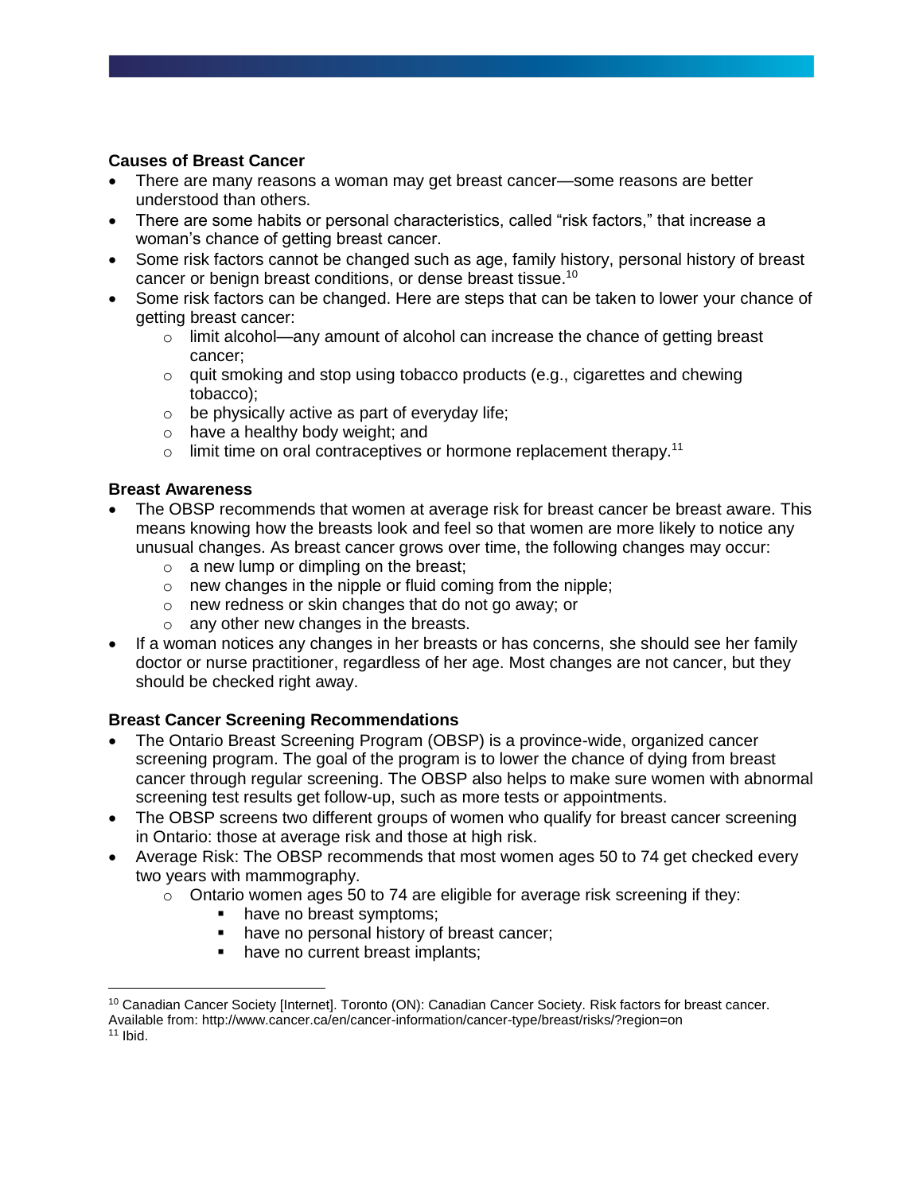**Causes of Breast Cancer**

- There are many reasons a woman may get breast cancer—some reasons are better understood than others.
- There are some habits or personal characteristics, called "risk factors," that increase a woman's chance of getting breast cancer.
- Some risk factors cannot be changed such as age, family history, personal history of breast cancer or benign breast conditions, or dense breast tissue.[10]
- Some risk factors can be changed. Here are steps that can be taken to lower your chance of getting breast cancer:
    - limit alcohol—any amount of alcohol can increase the chance of getting breast cancer;
    - quit smoking and stop using tobacco products (e.g., cigarettes and chewing tobacco);
    - be physically active as part of everyday life;
    - have a healthy body weight; and
    - limit time on oral contraceptives or hormone replacement therapy.[11]

**Breast Awareness**

- The OBSP recommends that women at average risk for breast cancer be breast aware. This means knowing how the breasts look and feel so that women are more likely to notice any unusual changes. As breast cancer grows over time, the following changes may occur:
    - a new lump or dimpling on the breast;
    - new changes in the nipple or fluid coming from the nipple;
    - new redness or skin changes that do not go away; or
    - any other new changes in the breasts.
- If a woman notices any changes in her breasts or has concerns, she should see her family doctor or nurse practitioner, regardless of her age. Most changes are not cancer, but they should be checked right away.

**Breast Cancer Screening Recommendations**

- The Ontario Breast Screening Program (OBSP) is a province-wide, organized cancer screening program. The goal of the program is to lower the chance of dying from breast cancer through regular screening. The OBSP also helps to make sure women with abnormal screening test results get follow-up, such as more tests or appointments.
- The OBSP screens two different groups of women who qualify for breast cancer screening in Ontario: those at average risk and those at high risk.
- Average Risk: The OBSP recommends that most women ages 50 to 74 get checked every two years with mammography.
    - Ontario women ages 50 to 74 are eligible for average risk screening if they:
        - have no breast symptoms;
        - have no personal history of breast cancer;
        - have no current breast implants;

---

[10] Canadian Cancer Society [Internet]. Toronto (ON): Canadian Cancer Society. Risk factors for breast cancer. Available from: http://www.cancer.ca/en/cancer-information/cancer-type/breast/risks/?region=on

[11] Ibid.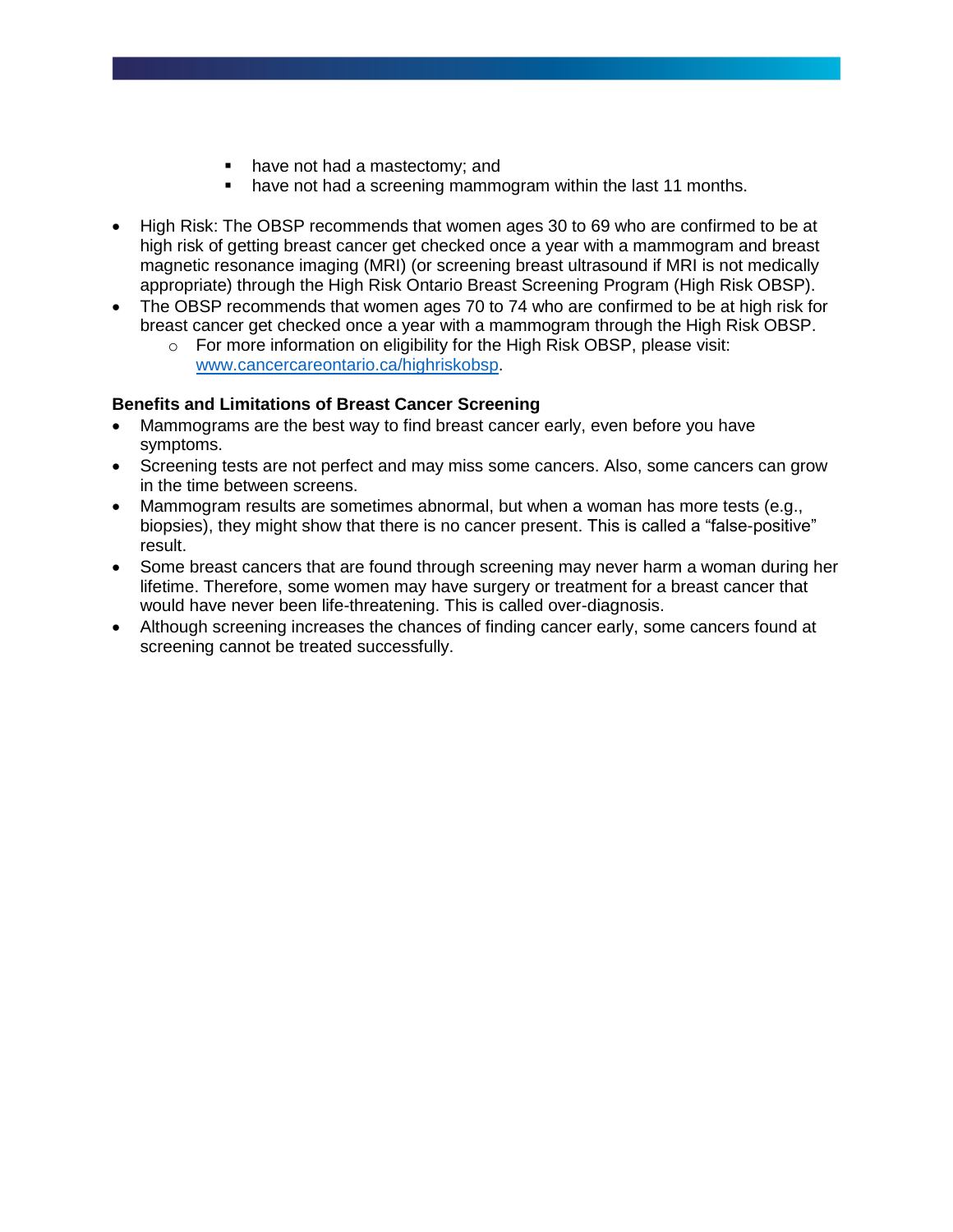- have not had a mastectomy; and
    - have not had a screening mammogram within the last 11 months.

- High Risk: The OBSP recommends that women ages 30 to 69 who are confirmed to be at high risk of getting breast cancer get checked once a year with a mammogram and breast magnetic resonance imaging (MRI) (or screening breast ultrasound if MRI is not medically appropriate) through the High Risk Ontario Breast Screening Program (High Risk OBSP).
- The OBSP recommends that women ages 70 to 74 who are confirmed to be at high risk for breast cancer get checked once a year with a mammogram through the High Risk OBSP.
    - For more information on eligibility for the High Risk OBSP, please visit: [www.cancercareontario.ca/highriskobsp](http://www.cancercareontario.ca/highriskobsp).

**Benefits and Limitations of Breast Cancer Screening**

- Mammograms are the best way to find breast cancer early, even before you have symptoms.
- Screening tests are not perfect and may miss some cancers. Also, some cancers can grow in the time between screens.
- Mammogram results are sometimes abnormal, but when a woman has more tests (e.g., biopsies), they might show that there is no cancer present. This is called a "false-positive" result.
- Some breast cancers that are found through screening may never harm a woman during her lifetime. Therefore, some women may have surgery or treatment for a breast cancer that would have never been life-threatening. This is called over-diagnosis.
- Although screening increases the chances of finding cancer early, some cancers found at screening cannot be treated successfully.